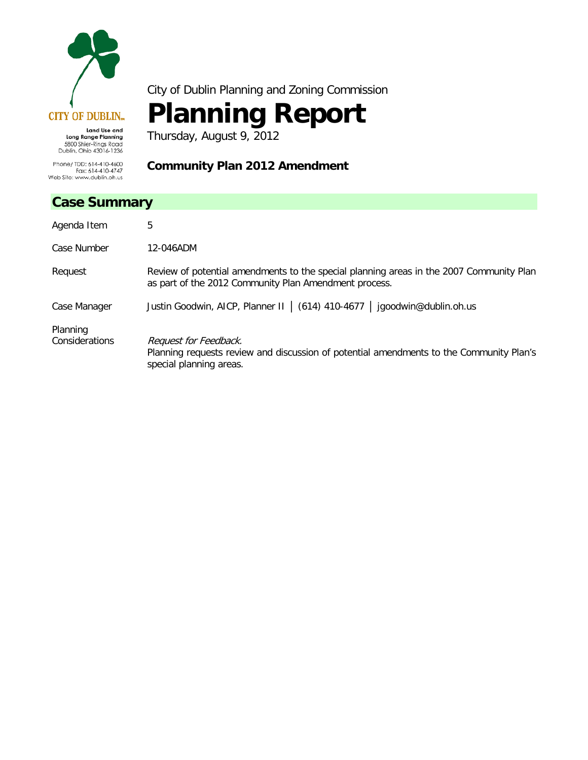CITY OF DUBLIN

Land Use and Long Range Planning
5800 Shier-Rings Road
Dublin, Ohio 43016-1236

Phone/ TDD: 614-410-4600
Fax: 614-410-4747
Web Site: www.dublin.oh.us

City of Dublin Planning and Zoning Commission

# Planning Report

Thursday, August 9, 2012

**Community Plan 2012 Amendment**

## Case Summary

| | |
|---|---|
| Agenda Item | 5 |
| Case Number | 12-046ADM |
| Request | Review of potential amendments to the special planning areas in the 2007 Community Plan as part of the 2012 Community Plan Amendment process. |
| Case Manager | Justin Goodwin, AICP, Planner II │ (614) 410-4677 │ jgoodwin@dublin.oh.us |
| Planning Considerations | *Request for Feedback.* Planning requests review and discussion of potential amendments to the Community Plan's special planning areas. |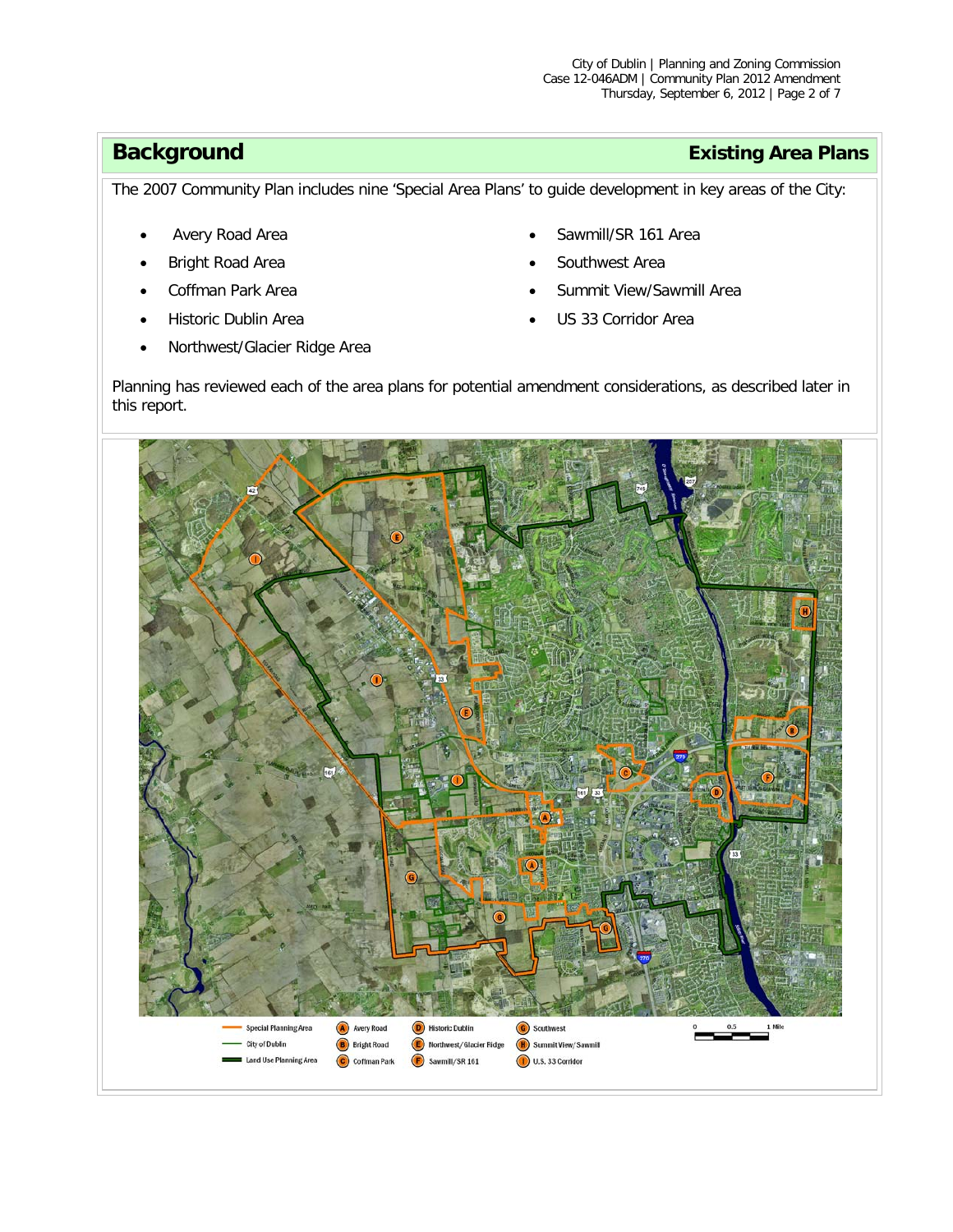## Background

### Existing Area Plans

The 2007 Community Plan includes nine 'Special Area Plans' to guide development in key areas of the City:

- Avery Road Area
- Bright Road Area
- Coffman Park Area
- Historic Dublin Area
- Northwest/Glacier Ridge Area
- Sawmill/SR 161 Area
- Southwest Area
- Summit View/Sawmill Area
- US 33 Corridor Area

Planning has reviewed each of the area plans for potential amendment considerations, as described later in this report.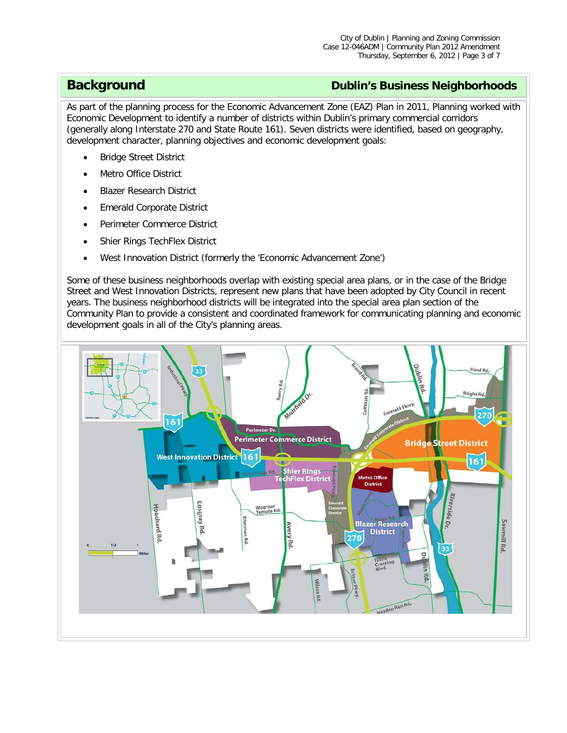## Background — Dublin's Business Neighborhoods

As part of the planning process for the Economic Advancement Zone (EAZ) Plan in 2011, Planning worked with Economic Development to identify a number of districts within Dublin's primary commercial corridors (generally along Interstate 270 and State Route 161). Seven districts were identified, based on geography, development character, planning objectives and economic development goals:

- Bridge Street District
- Metro Office District
- Blazer Research District
- Emerald Corporate District
- Perimeter Commerce District
- Shier Rings TechFlex District
- West Innovation District (formerly the 'Economic Advancement Zone')

Some of these business neighborhoods overlap with existing special area plans, or in the case of the Bridge Street and West Innovation Districts, represent new plans that have been adopted by City Council in recent years. The business neighborhood districts will be integrated into the special area plan section of the Community Plan to provide a consistent and coordinated framework for communicating planning and economic development goals in all of the City's planning areas.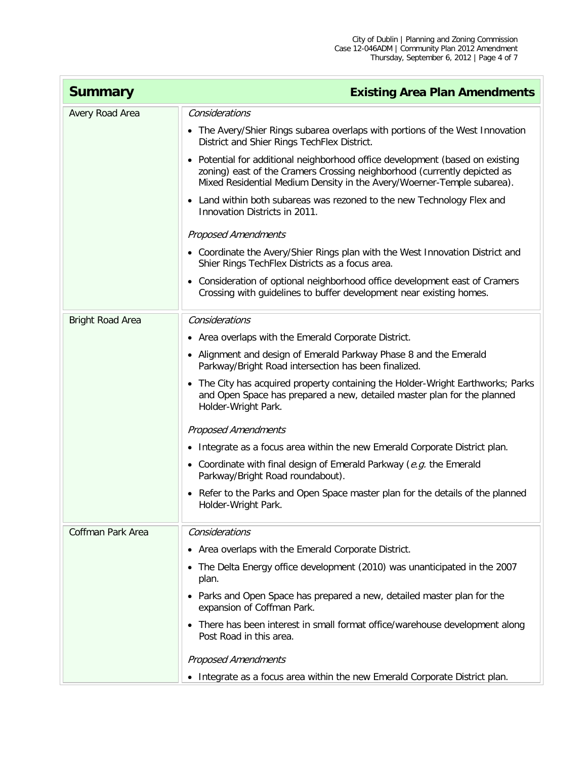| Summary | Existing Area Plan Amendments |
|---|---|
| Avery Road Area | *Considerations*<br>• The Avery/Shier Rings subarea overlaps with portions of the West Innovation District and Shier Rings TechFlex District.<br>• Potential for additional neighborhood office development (based on existing zoning) east of the Cramers Crossing neighborhood (currently depicted as Mixed Residential Medium Density in the Avery/Woerner-Temple subarea).<br>• Land within both subareas was rezoned to the new Technology Flex and Innovation Districts in 2011.<br>*Proposed Amendments*<br>• Coordinate the Avery/Shier Rings plan with the West Innovation District and Shier Rings TechFlex Districts as a focus area.<br>• Consideration of optional neighborhood office development east of Cramers Crossing with guidelines to buffer development near existing homes. |
| Bright Road Area | *Considerations*<br>• Area overlaps with the Emerald Corporate District.<br>• Alignment and design of Emerald Parkway Phase 8 and the Emerald Parkway/Bright Road intersection has been finalized.<br>• The City has acquired property containing the Holder-Wright Earthworks; Parks and Open Space has prepared a new, detailed master plan for the planned Holder-Wright Park.<br>*Proposed Amendments*<br>• Integrate as a focus area within the new Emerald Corporate District plan.<br>• Coordinate with final design of Emerald Parkway (*e.g.* the Emerald Parkway/Bright Road roundabout).<br>• Refer to the Parks and Open Space master plan for the details of the planned Holder-Wright Park. |
| Coffman Park Area | *Considerations*<br>• Area overlaps with the Emerald Corporate District.<br>• The Delta Energy office development (2010) was unanticipated in the 2007 plan.<br>• Parks and Open Space has prepared a new, detailed master plan for the expansion of Coffman Park.<br>• There has been interest in small format office/warehouse development along Post Road in this area.<br>*Proposed Amendments*<br>• Integrate as a focus area within the new Emerald Corporate District plan. |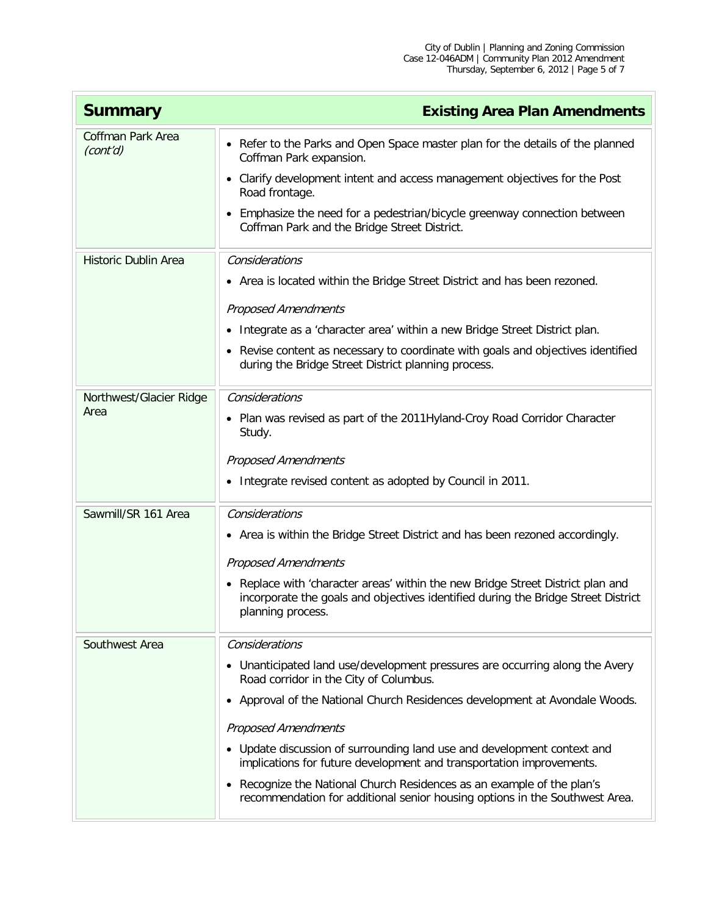| Summary | Existing Area Plan Amendments |
|---|---|
| Coffman Park Area *(cont'd)* | • Refer to the Parks and Open Space master plan for the details of the planned Coffman Park expansion.<br>• Clarify development intent and access management objectives for the Post Road frontage.<br>• Emphasize the need for a pedestrian/bicycle greenway connection between Coffman Park and the Bridge Street District. |
| Historic Dublin Area | *Considerations*<br>• Area is located within the Bridge Street District and has been rezoned.<br>*Proposed Amendments*<br>• Integrate as a 'character area' within a new Bridge Street District plan.<br>• Revise content as necessary to coordinate with goals and objectives identified during the Bridge Street District planning process. |
| Northwest/Glacier Ridge Area | *Considerations*<br>• Plan was revised as part of the 2011Hyland-Croy Road Corridor Character Study.<br>*Proposed Amendments*<br>• Integrate revised content as adopted by Council in 2011. |
| Sawmill/SR 161 Area | *Considerations*<br>• Area is within the Bridge Street District and has been rezoned accordingly.<br>*Proposed Amendments*<br>• Replace with 'character areas' within the new Bridge Street District plan and incorporate the goals and objectives identified during the Bridge Street District planning process. |
| Southwest Area | *Considerations*<br>• Unanticipated land use/development pressures are occurring along the Avery Road corridor in the City of Columbus.<br>• Approval of the National Church Residences development at Avondale Woods.<br>*Proposed Amendments*<br>• Update discussion of surrounding land use and development context and implications for future development and transportation improvements.<br>• Recognize the National Church Residences as an example of the plan's recommendation for additional senior housing options in the Southwest Area. |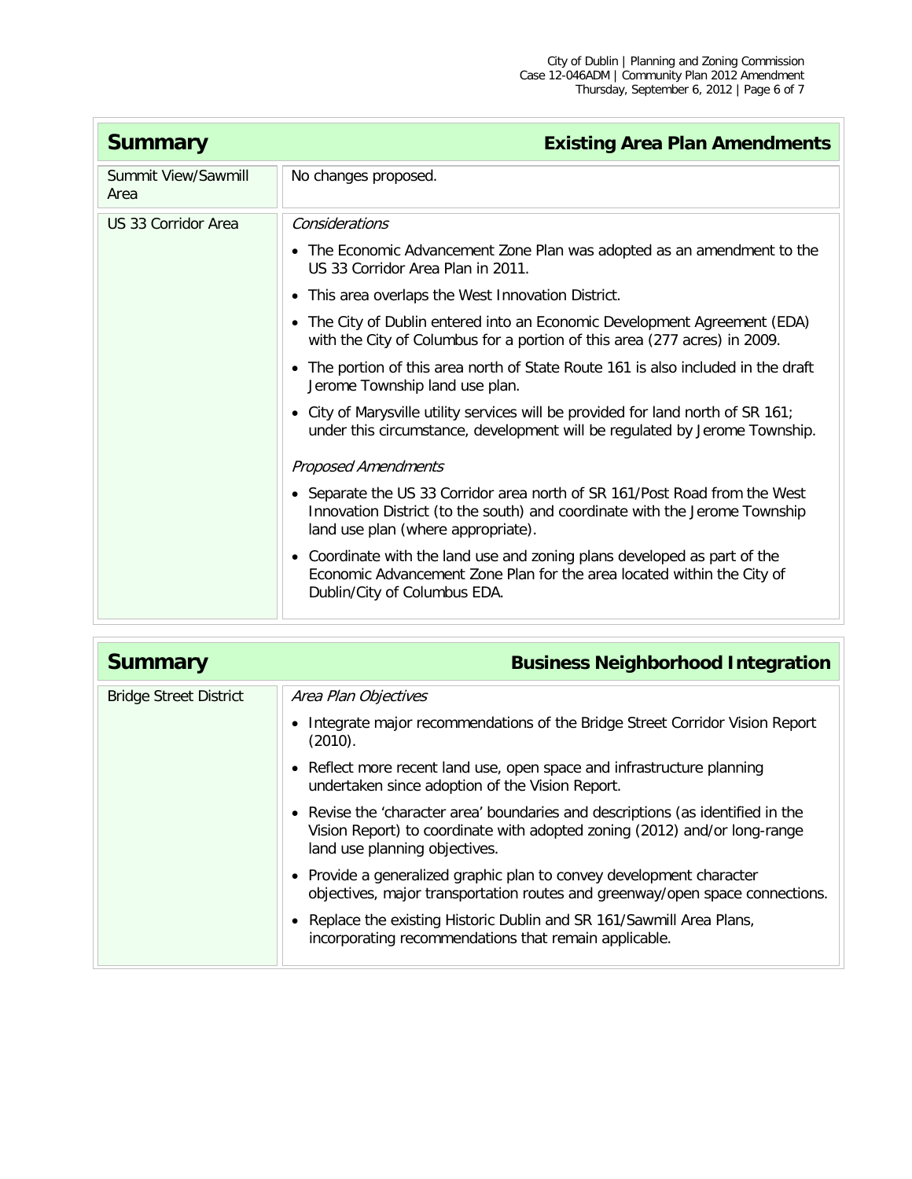| **Summary** | **Existing Area Plan Amendments** |
|---|---|
| Summit View/Sawmill Area | No changes proposed. |
| US 33 Corridor Area | *Considerations*<br>• The Economic Advancement Zone Plan was adopted as an amendment to the US 33 Corridor Area Plan in 2011.<br>• This area overlaps the West Innovation District.<br>• The City of Dublin entered into an Economic Development Agreement (EDA) with the City of Columbus for a portion of this area (277 acres) in 2009.<br>• The portion of this area north of State Route 161 is also included in the draft Jerome Township land use plan.<br>• City of Marysville utility services will be provided for land north of SR 161; under this circumstance, development will be regulated by Jerome Township.<br><br>*Proposed Amendments*<br>• Separate the US 33 Corridor area north of SR 161/Post Road from the West Innovation District (to the south) and coordinate with the Jerome Township land use plan (where appropriate).<br>• Coordinate with the land use and zoning plans developed as part of the Economic Advancement Zone Plan for the area located within the City of Dublin/City of Columbus EDA. |

| **Summary** | **Business Neighborhood Integration** |
|---|---|
| Bridge Street District | *Area Plan Objectives*<br>• Integrate major recommendations of the Bridge Street Corridor Vision Report (2010).<br>• Reflect more recent land use, open space and infrastructure planning undertaken since adoption of the Vision Report.<br>• Revise the 'character area' boundaries and descriptions (as identified in the Vision Report) to coordinate with adopted zoning (2012) and/or long-range land use planning objectives.<br>• Provide a generalized graphic plan to convey development character objectives, major transportation routes and greenway/open space connections.<br>• Replace the existing Historic Dublin and SR 161/Sawmill Area Plans, incorporating recommendations that remain applicable. |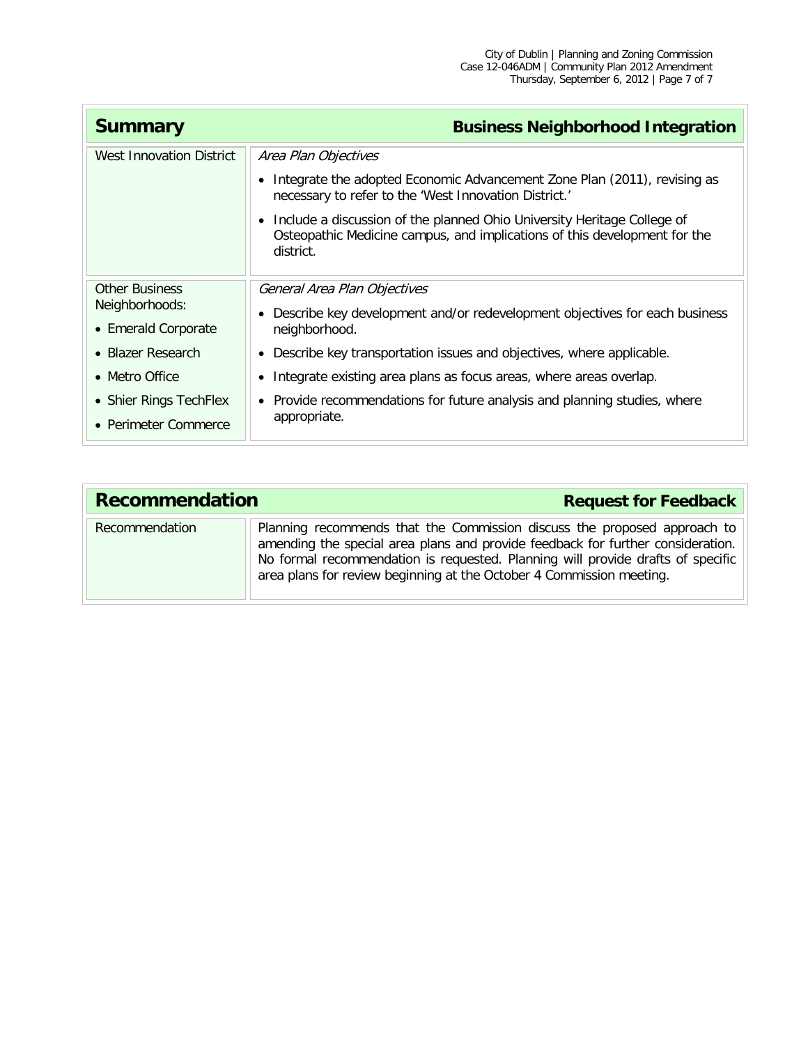| Summary | Business Neighborhood Integration |
|---|---|
| West Innovation District | *Area Plan Objectives*<br>• Integrate the adopted Economic Advancement Zone Plan (2011), revising as necessary to refer to the 'West Innovation District.'<br>• Include a discussion of the planned Ohio University Heritage College of Osteopathic Medicine campus, and implications of this development for the district. |
| Other Business Neighborhoods:<br>• Emerald Corporate<br>• Blazer Research<br>• Metro Office<br>• Shier Rings TechFlex<br>• Perimeter Commerce | *General Area Plan Objectives*<br>• Describe key development and/or redevelopment objectives for each business neighborhood.<br>• Describe key transportation issues and objectives, where applicable.<br>• Integrate existing area plans as focus areas, where areas overlap.<br>• Provide recommendations for future analysis and planning studies, where appropriate. |

| Recommendation | Request for Feedback |
|---|---|
| Recommendation | Planning recommends that the Commission discuss the proposed approach to amending the special area plans and provide feedback for further consideration. No formal recommendation is requested. Planning will provide drafts of specific area plans for review beginning at the October 4 Commission meeting. |